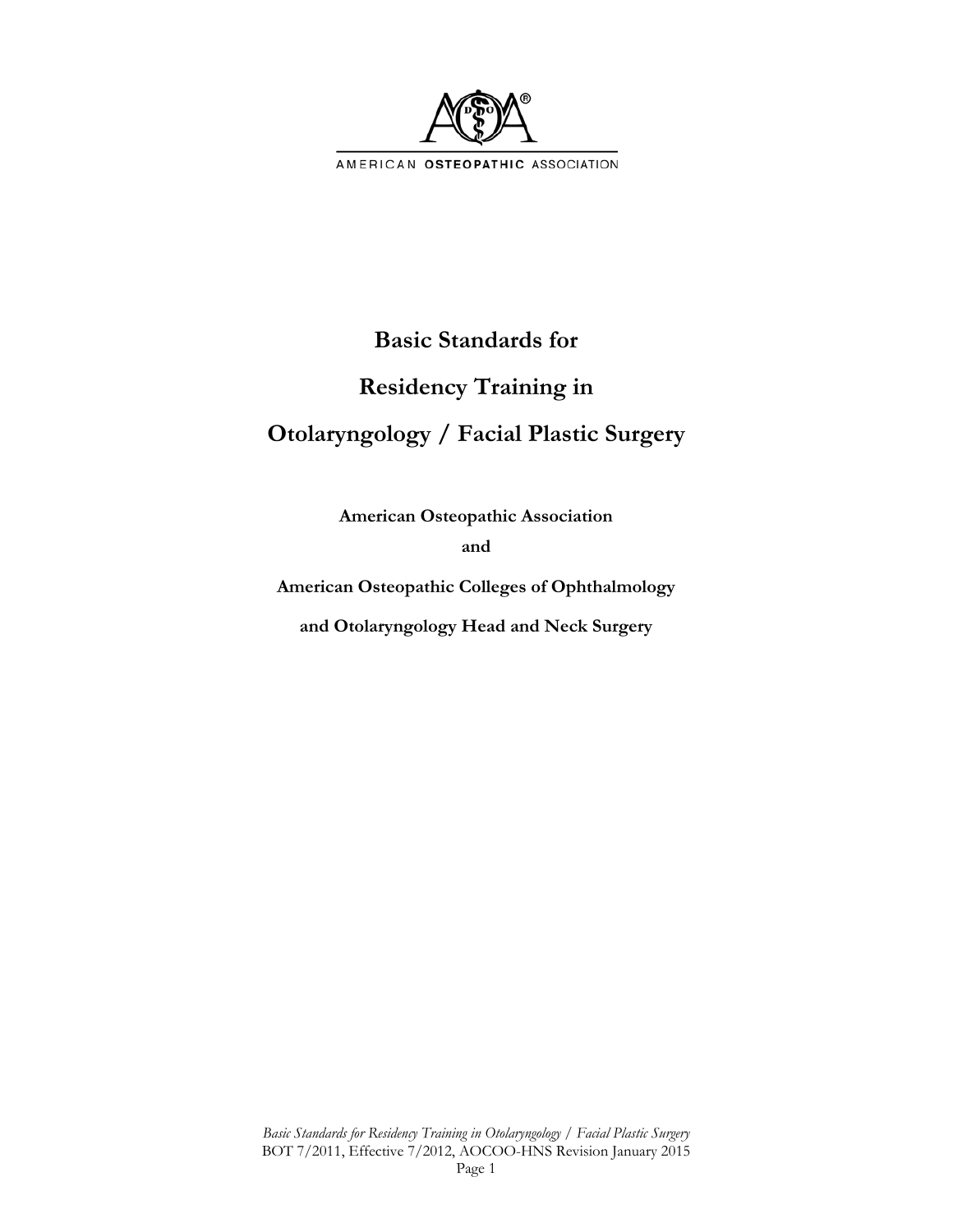AMERICAN OSTEOPATHIC ASSOCIATION

# Basic Standards for Residency Training in Otolaryngology / Facial Plastic Surgery

**American Osteopathic Association**

**and**

**American Osteopathic Colleges of Ophthalmology and Otolaryngology Head and Neck Surgery**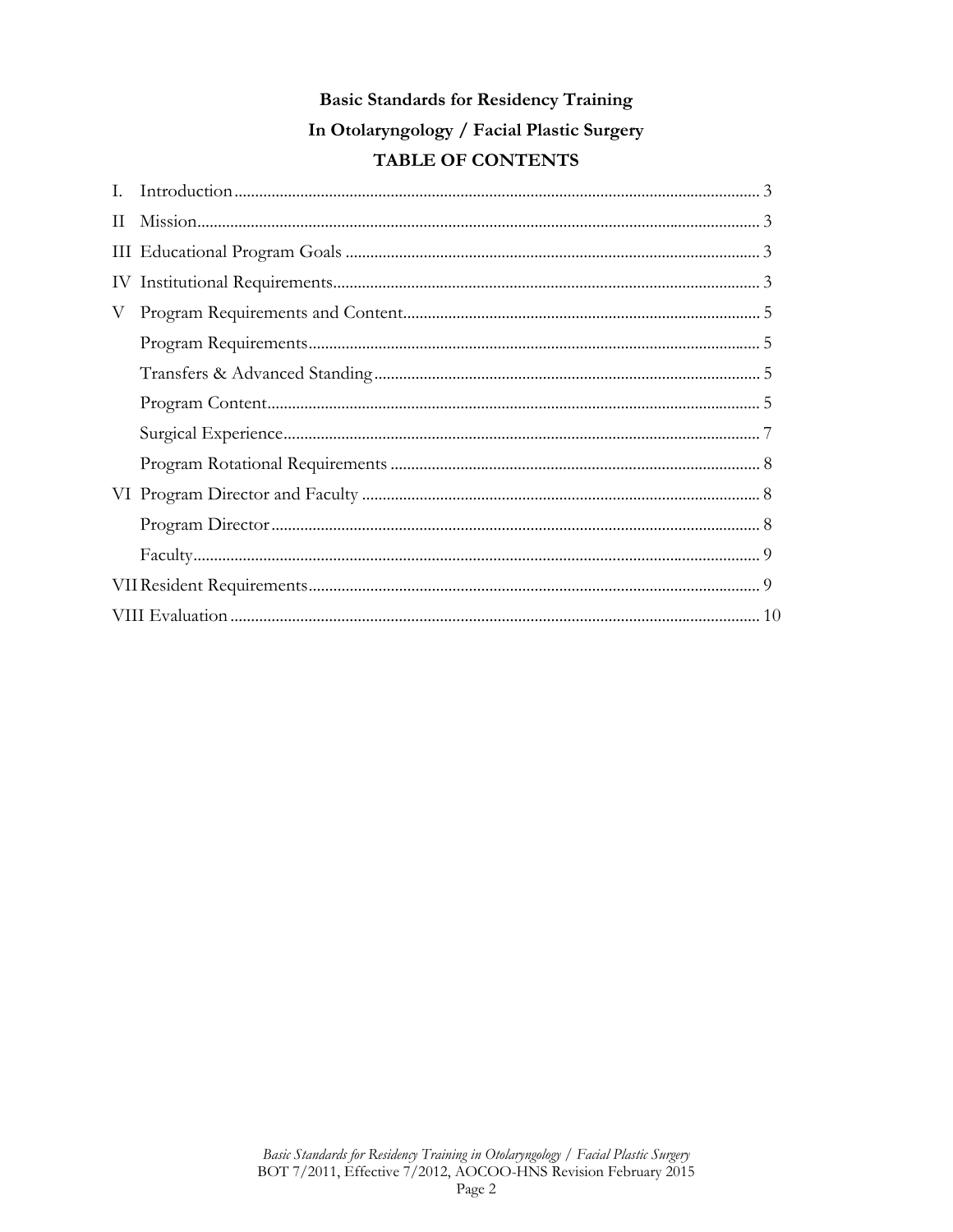**Basic Standards for Residency Training**

**In Otolaryngology / Facial Plastic Surgery**

**TABLE OF CONTENTS**

I. Introduction ... 3

II Mission ... 3

III Educational Program Goals ... 3

IV Institutional Requirements ... 3

V Program Requirements and Content ... 5

- Program Requirements ... 5
- Transfers & Advanced Standing ... 5
- Program Content ... 5
- Surgical Experience ... 7
- Program Rotational Requirements ... 8

VI Program Director and Faculty ... 8

- Program Director ... 8
- Faculty ... 9

VII Resident Requirements ... 9

VIII Evaluation ... 10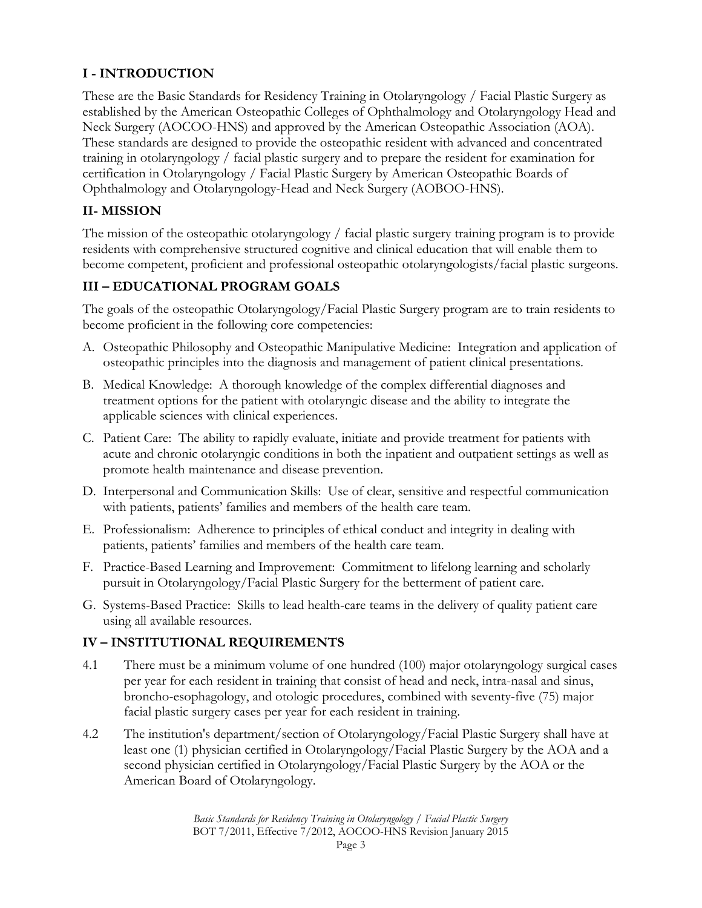## I - INTRODUCTION

These are the Basic Standards for Residency Training in Otolaryngology / Facial Plastic Surgery as established by the American Osteopathic Colleges of Ophthalmology and Otolaryngology Head and Neck Surgery (AOCOO-HNS) and approved by the American Osteopathic Association (AOA). These standards are designed to provide the osteopathic resident with advanced and concentrated training in otolaryngology / facial plastic surgery and to prepare the resident for examination for certification in Otolaryngology / Facial Plastic Surgery by American Osteopathic Boards of Ophthalmology and Otolaryngology-Head and Neck Surgery (AOBOO-HNS).

## II- MISSION

The mission of the osteopathic otolaryngology / facial plastic surgery training program is to provide residents with comprehensive structured cognitive and clinical education that will enable them to become competent, proficient and professional osteopathic otolaryngologists/facial plastic surgeons.

## III – EDUCATIONAL PROGRAM GOALS

The goals of the osteopathic Otolaryngology/Facial Plastic Surgery program are to train residents to become proficient in the following core competencies:

A. Osteopathic Philosophy and Osteopathic Manipulative Medicine: Integration and application of osteopathic principles into the diagnosis and management of patient clinical presentations.

B. Medical Knowledge: A thorough knowledge of the complex differential diagnoses and treatment options for the patient with otolaryngic disease and the ability to integrate the applicable sciences with clinical experiences.

C. Patient Care: The ability to rapidly evaluate, initiate and provide treatment for patients with acute and chronic otolaryngic conditions in both the inpatient and outpatient settings as well as promote health maintenance and disease prevention.

D. Interpersonal and Communication Skills: Use of clear, sensitive and respectful communication with patients, patients' families and members of the health care team.

E. Professionalism: Adherence to principles of ethical conduct and integrity in dealing with patients, patients' families and members of the health care team.

F. Practice-Based Learning and Improvement: Commitment to lifelong learning and scholarly pursuit in Otolaryngology/Facial Plastic Surgery for the betterment of patient care.

G. Systems-Based Practice: Skills to lead health-care teams in the delivery of quality patient care using all available resources.

## IV – INSTITUTIONAL REQUIREMENTS

4.1 There must be a minimum volume of one hundred (100) major otolaryngology surgical cases per year for each resident in training that consist of head and neck, intra-nasal and sinus, broncho-esophagology, and otologic procedures, combined with seventy-five (75) major facial plastic surgery cases per year for each resident in training.

4.2 The institution's department/section of Otolaryngology/Facial Plastic Surgery shall have at least one (1) physician certified in Otolaryngology/Facial Plastic Surgery by the AOA and a second physician certified in Otolaryngology/Facial Plastic Surgery by the AOA or the American Board of Otolaryngology.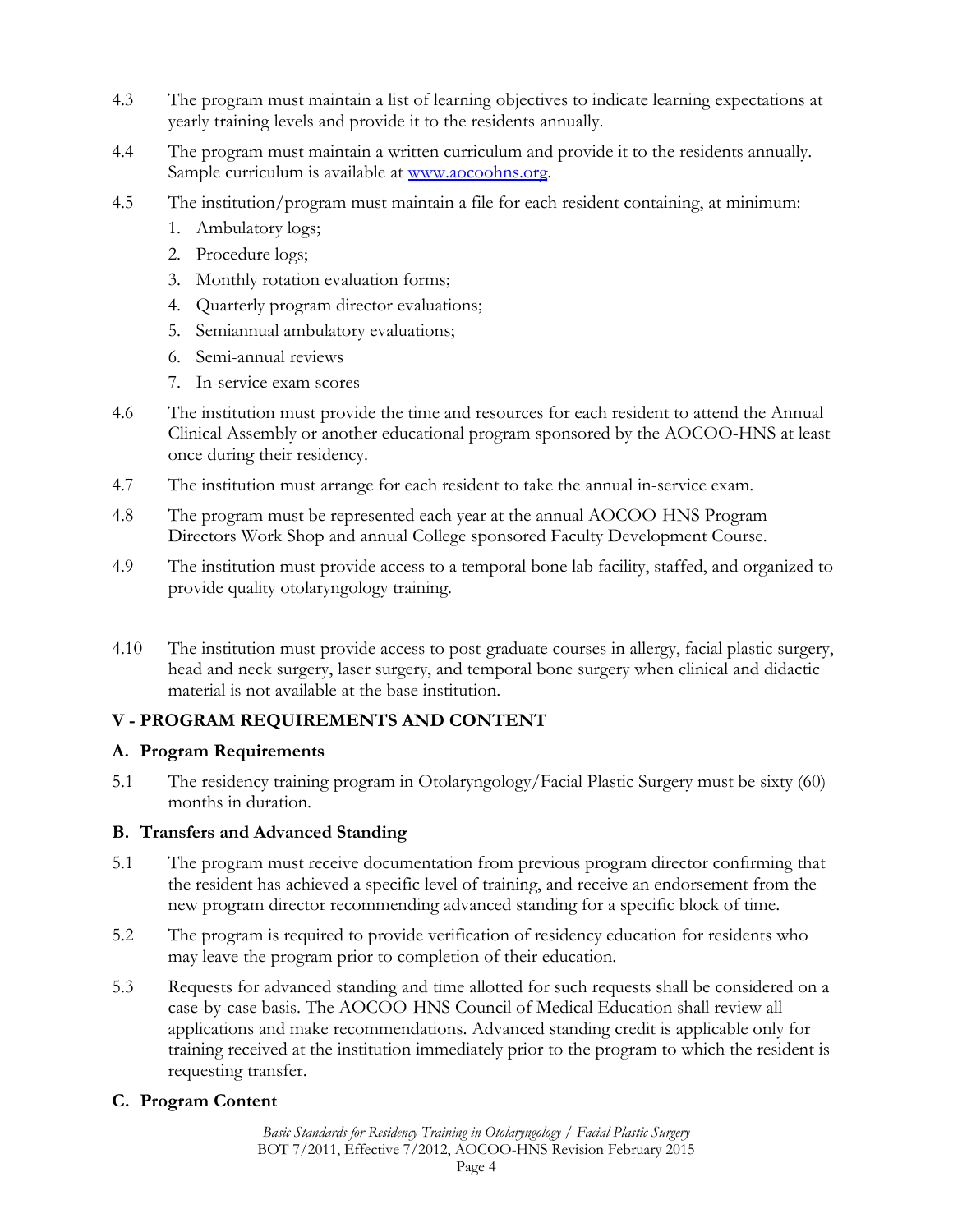4.3 The program must maintain a list of learning objectives to indicate learning expectations at yearly training levels and provide it to the residents annually.

4.4 The program must maintain a written curriculum and provide it to the residents annually. Sample curriculum is available at [www.aocoohns.org](http://www.aocoohns.org).

4.5 The institution/program must maintain a file for each resident containing, at minimum:

1. Ambulatory logs;
2. Procedure logs;
3. Monthly rotation evaluation forms;
4. Quarterly program director evaluations;
5. Semiannual ambulatory evaluations;
6. Semi-annual reviews
7. In-service exam scores

4.6 The institution must provide the time and resources for each resident to attend the Annual Clinical Assembly or another educational program sponsored by the AOCOO-HNS at least once during their residency.

4.7 The institution must arrange for each resident to take the annual in-service exam.

4.8 The program must be represented each year at the annual AOCOO-HNS Program Directors Work Shop and annual College sponsored Faculty Development Course.

4.9 The institution must provide access to a temporal bone lab facility, staffed, and organized to provide quality otolaryngology training.

4.10 The institution must provide access to post-graduate courses in allergy, facial plastic surgery, head and neck surgery, laser surgery, and temporal bone surgery when clinical and didactic material is not available at the base institution.

## V - PROGRAM REQUIREMENTS AND CONTENT

### A. Program Requirements

5.1 The residency training program in Otolaryngology/Facial Plastic Surgery must be sixty (60) months in duration.

### B. Transfers and Advanced Standing

5.1 The program must receive documentation from previous program director confirming that the resident has achieved a specific level of training, and receive an endorsement from the new program director recommending advanced standing for a specific block of time.

5.2 The program is required to provide verification of residency education for residents who may leave the program prior to completion of their education.

5.3 Requests for advanced standing and time allotted for such requests shall be considered on a case-by-case basis. The AOCOO-HNS Council of Medical Education shall review all applications and make recommendations. Advanced standing credit is applicable only for training received at the institution immediately prior to the program to which the resident is requesting transfer.

### C. Program Content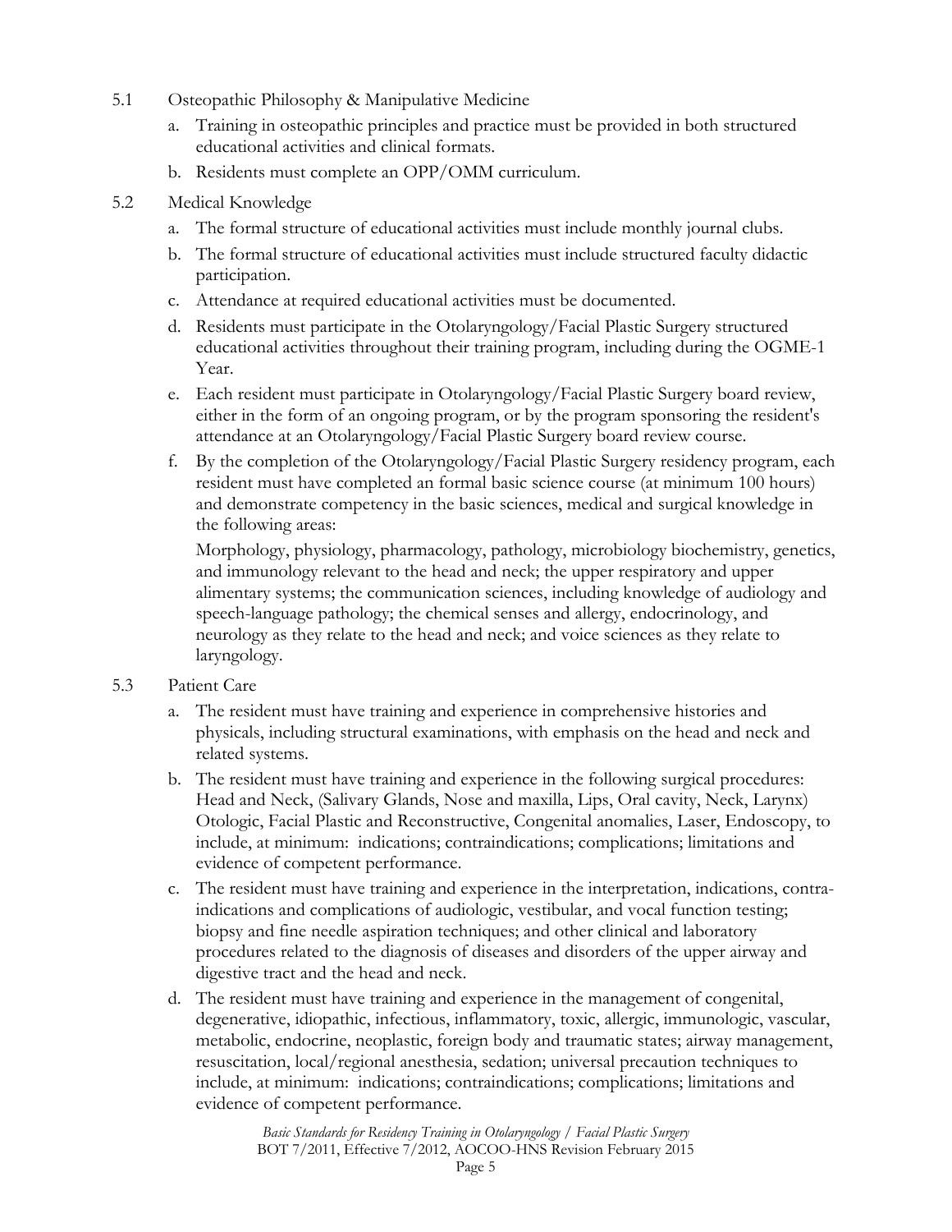5.1 Osteopathic Philosophy & Manipulative Medicine

a. Training in osteopathic principles and practice must be provided in both structured educational activities and clinical formats.

b. Residents must complete an OPP/OMM curriculum.

5.2 Medical Knowledge

a. The formal structure of educational activities must include monthly journal clubs.

b. The formal structure of educational activities must include structured faculty didactic participation.

c. Attendance at required educational activities must be documented.

d. Residents must participate in the Otolaryngology/Facial Plastic Surgery structured educational activities throughout their training program, including during the OGME-1 Year.

e. Each resident must participate in Otolaryngology/Facial Plastic Surgery board review, either in the form of an ongoing program, or by the program sponsoring the resident's attendance at an Otolaryngology/Facial Plastic Surgery board review course.

f. By the completion of the Otolaryngology/Facial Plastic Surgery residency program, each resident must have completed an formal basic science course (at minimum 100 hours) and demonstrate competency in the basic sciences, medical and surgical knowledge in the following areas:

Morphology, physiology, pharmacology, pathology, microbiology biochemistry, genetics, and immunology relevant to the head and neck; the upper respiratory and upper alimentary systems; the communication sciences, including knowledge of audiology and speech-language pathology; the chemical senses and allergy, endocrinology, and neurology as they relate to the head and neck; and voice sciences as they relate to laryngology.

5.3 Patient Care

a. The resident must have training and experience in comprehensive histories and physicals, including structural examinations, with emphasis on the head and neck and related systems.

b. The resident must have training and experience in the following surgical procedures: Head and Neck, (Salivary Glands, Nose and maxilla, Lips, Oral cavity, Neck, Larynx) Otologic, Facial Plastic and Reconstructive, Congenital anomalies, Laser, Endoscopy, to include, at minimum: indications; contraindications; complications; limitations and evidence of competent performance.

c. The resident must have training and experience in the interpretation, indications, contra-indications and complications of audiologic, vestibular, and vocal function testing; biopsy and fine needle aspiration techniques; and other clinical and laboratory procedures related to the diagnosis of diseases and disorders of the upper airway and digestive tract and the head and neck.

d. The resident must have training and experience in the management of congenital, degenerative, idiopathic, infectious, inflammatory, toxic, allergic, immunologic, vascular, metabolic, endocrine, neoplastic, foreign body and traumatic states; airway management, resuscitation, local/regional anesthesia, sedation; universal precaution techniques to include, at minimum: indications; contraindications; complications; limitations and evidence of competent performance.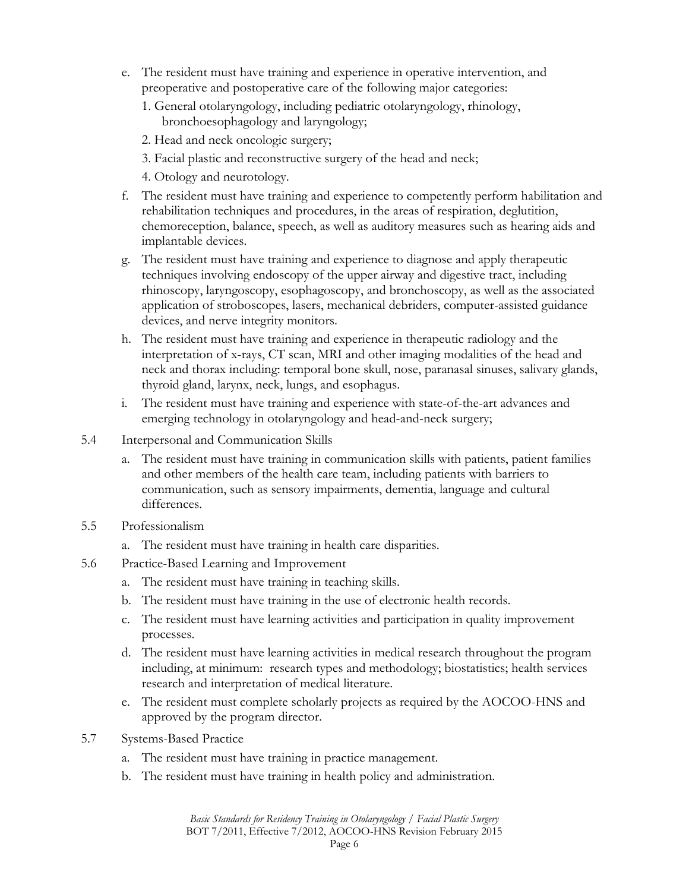e. The resident must have training and experience in operative intervention, and preoperative and postoperative care of the following major categories:
   1. General otolaryngology, including pediatric otolaryngology, rhinology, bronchoesophagology and laryngology;
   2. Head and neck oncologic surgery;
   3. Facial plastic and reconstructive surgery of the head and neck;
   4. Otology and neurotology.

f. The resident must have training and experience to competently perform habilitation and rehabilitation techniques and procedures, in the areas of respiration, deglutition, chemoreception, balance, speech, as well as auditory measures such as hearing aids and implantable devices.

g. The resident must have training and experience to diagnose and apply therapeutic techniques involving endoscopy of the upper airway and digestive tract, including rhinoscopy, laryngoscopy, esophagoscopy, and bronchoscopy, as well as the associated application of stroboscopes, lasers, mechanical debriders, computer-assisted guidance devices, and nerve integrity monitors.

h. The resident must have training and experience in therapeutic radiology and the interpretation of x-rays, CT scan, MRI and other imaging modalities of the head and neck and thorax including: temporal bone skull, nose, paranasal sinuses, salivary glands, thyroid gland, larynx, neck, lungs, and esophagus.

i. The resident must have training and experience with state-of-the-art advances and emerging technology in otolaryngology and head-and-neck surgery;

5.4 Interpersonal and Communication Skills

a. The resident must have training in communication skills with patients, patient families and other members of the health care team, including patients with barriers to communication, such as sensory impairments, dementia, language and cultural differences.

5.5 Professionalism

a. The resident must have training in health care disparities.

5.6 Practice-Based Learning and Improvement

a. The resident must have training in teaching skills.

b. The resident must have training in the use of electronic health records.

c. The resident must have learning activities and participation in quality improvement processes.

d. The resident must have learning activities in medical research throughout the program including, at minimum: research types and methodology; biostatistics; health services research and interpretation of medical literature.

e. The resident must complete scholarly projects as required by the AOCOO-HNS and approved by the program director.

5.7 Systems-Based Practice

a. The resident must have training in practice management.

b. The resident must have training in health policy and administration.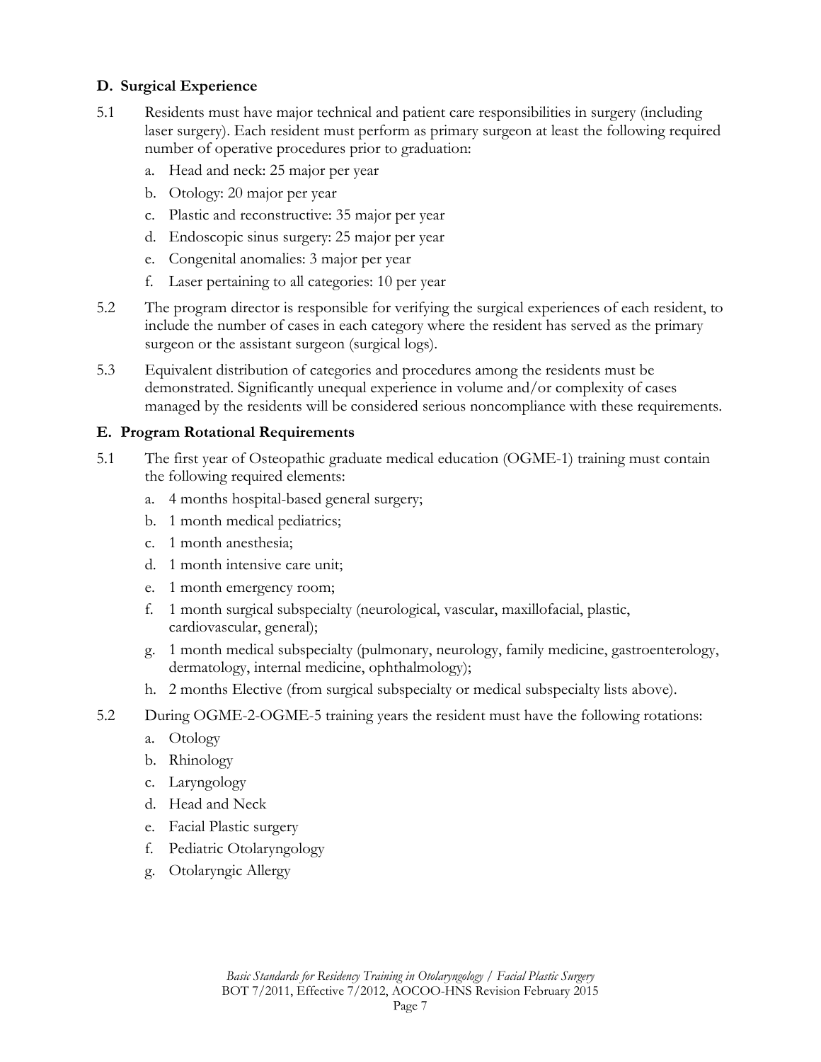### D. Surgical Experience

5.1 Residents must have major technical and patient care responsibilities in surgery (including laser surgery). Each resident must perform as primary surgeon at least the following required number of operative procedures prior to graduation:

a. Head and neck: 25 major per year
b. Otology: 20 major per year
c. Plastic and reconstructive: 35 major per year
d. Endoscopic sinus surgery: 25 major per year
e. Congenital anomalies: 3 major per year
f. Laser pertaining to all categories: 10 per year

5.2 The program director is responsible for verifying the surgical experiences of each resident, to include the number of cases in each category where the resident has served as the primary surgeon or the assistant surgeon (surgical logs).

5.3 Equivalent distribution of categories and procedures among the residents must be demonstrated. Significantly unequal experience in volume and/or complexity of cases managed by the residents will be considered serious noncompliance with these requirements.

### E. Program Rotational Requirements

5.1 The first year of Osteopathic graduate medical education (OGME-1) training must contain the following required elements:

a. 4 months hospital-based general surgery;
b. 1 month medical pediatrics;
c. 1 month anesthesia;
d. 1 month intensive care unit;
e. 1 month emergency room;
f. 1 month surgical subspecialty (neurological, vascular, maxillofacial, plastic, cardiovascular, general);
g. 1 month medical subspecialty (pulmonary, neurology, family medicine, gastroenterology, dermatology, internal medicine, ophthalmology);
h. 2 months Elective (from surgical subspecialty or medical subspecialty lists above).

5.2 During OGME-2-OGME-5 training years the resident must have the following rotations:

a. Otology
b. Rhinology
c. Laryngology
d. Head and Neck
e. Facial Plastic surgery
f. Pediatric Otolaryngology
g. Otolaryngic Allergy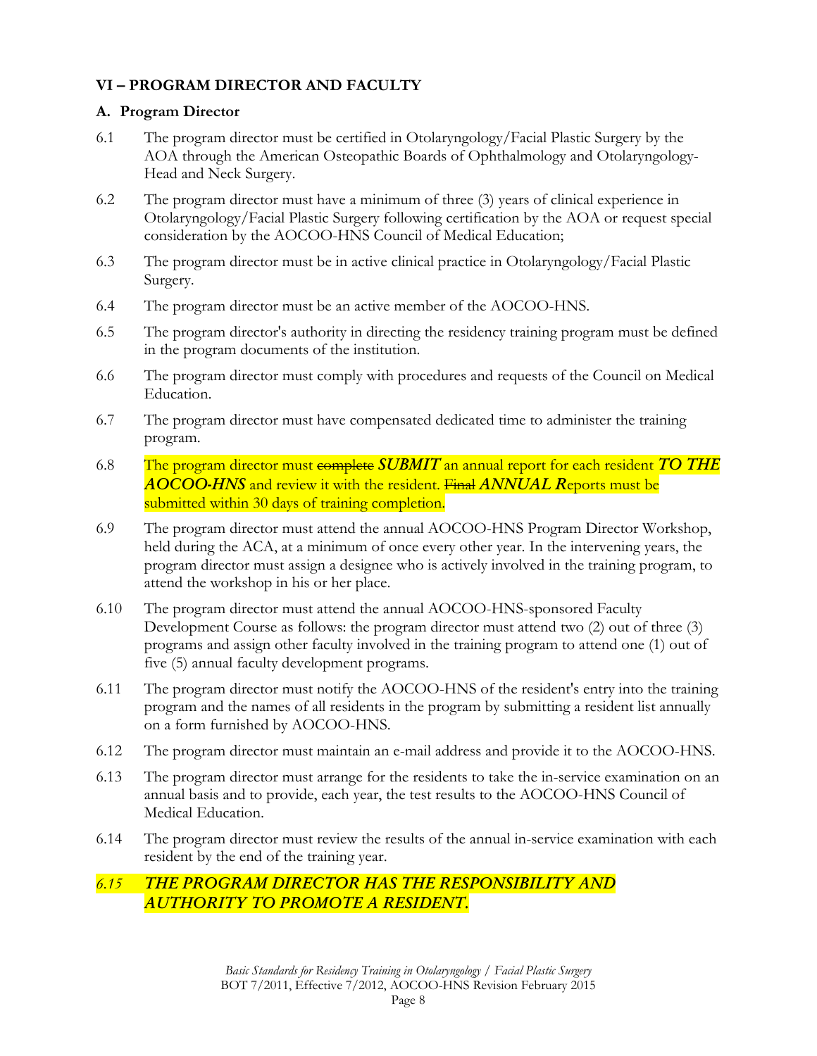## VI – PROGRAM DIRECTOR AND FACULTY

### A. Program Director

6.1 The program director must be certified in Otolaryngology/Facial Plastic Surgery by the AOA through the American Osteopathic Boards of Ophthalmology and Otolaryngology-Head and Neck Surgery.

6.2 The program director must have a minimum of three (3) years of clinical experience in Otolaryngology/Facial Plastic Surgery following certification by the AOA or request special consideration by the AOCOO-HNS Council of Medical Education;

6.3 The program director must be in active clinical practice in Otolaryngology/Facial Plastic Surgery.

6.4 The program director must be an active member of the AOCOO-HNS.

6.5 The program director's authority in directing the residency training program must be defined in the program documents of the institution.

6.6 The program director must comply with procedures and requests of the Council on Medical Education.

6.7 The program director must have compensated dedicated time to administer the training program.

6.8 The program director must ~~complete~~ ***SUBMIT*** an annual report for each resident ***TO THE AOCOO-HNS*** and review it with the resident. ~~Final~~ ***ANNUAL R***eports must be submitted within 30 days of training completion.

6.9 The program director must attend the annual AOCOO-HNS Program Director Workshop, held during the ACA, at a minimum of once every other year. In the intervening years, the program director must assign a designee who is actively involved in the training program, to attend the workshop in his or her place.

6.10 The program director must attend the annual AOCOO-HNS-sponsored Faculty Development Course as follows: the program director must attend two (2) out of three (3) programs and assign other faculty involved in the training program to attend one (1) out of five (5) annual faculty development programs.

6.11 The program director must notify the AOCOO-HNS of the resident's entry into the training program and the names of all residents in the program by submitting a resident list annually on a form furnished by AOCOO-HNS.

6.12 The program director must maintain an e-mail address and provide it to the AOCOO-HNS.

6.13 The program director must arrange for the residents to take the in-service examination on an annual basis and to provide, each year, the test results to the AOCOO-HNS Council of Medical Education.

6.14 The program director must review the results of the annual in-service examination with each resident by the end of the training year.

*6.15* ***THE PROGRAM DIRECTOR HAS THE RESPONSIBILITY AND AUTHORITY TO PROMOTE A RESIDENT.***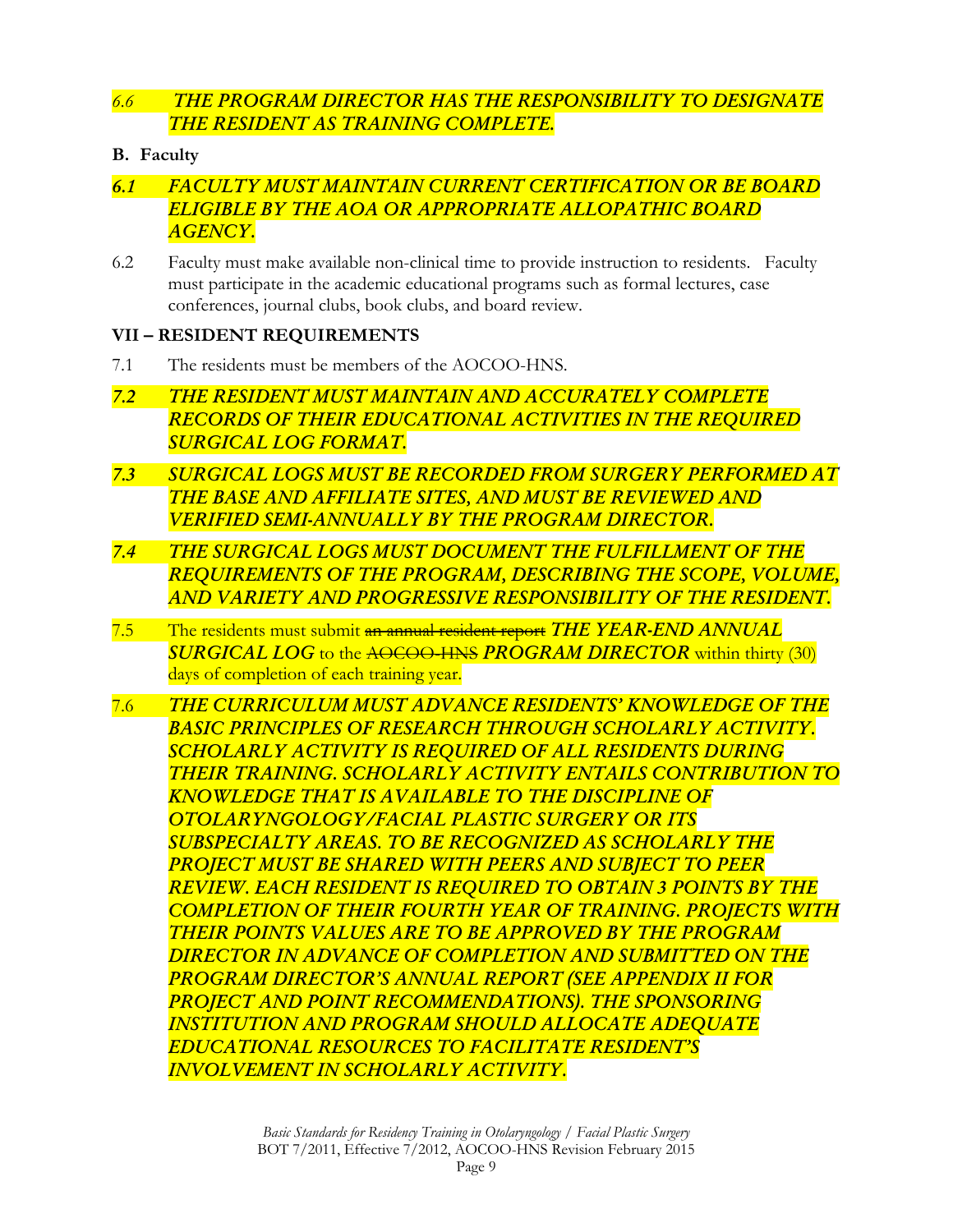*6.6 THE PROGRAM DIRECTOR HAS THE RESPONSIBILITY TO DESIGNATE THE RESIDENT AS TRAINING COMPLETE.*

**B. Faculty**

***6.1 FACULTY MUST MAINTAIN CURRENT CERTIFICATION OR BE BOARD ELIGIBLE BY THE AOA OR APPROPRIATE ALLOPATHIC BOARD AGENCY.***

6.2 Faculty must make available non-clinical time to provide instruction to residents. Faculty must participate in the academic educational programs such as formal lectures, case conferences, journal clubs, book clubs, and board review.

**VII – RESIDENT REQUIREMENTS**

7.1 The residents must be members of the AOCOO-HNS.

***7.2 THE RESIDENT MUST MAINTAIN AND ACCURATELY COMPLETE RECORDS OF THEIR EDUCATIONAL ACTIVITIES IN THE REQUIRED SURGICAL LOG FORMAT.***

***7.3 SURGICAL LOGS MUST BE RECORDED FROM SURGERY PERFORMED AT THE BASE AND AFFILIATE SITES, AND MUST BE REVIEWED AND VERIFIED SEMI-ANNUALLY BY THE PROGRAM DIRECTOR.***

***7.4 THE SURGICAL LOGS MUST DOCUMENT THE FULFILLMENT OF THE REQUIREMENTS OF THE PROGRAM, DESCRIBING THE SCOPE, VOLUME, AND VARIETY AND PROGRESSIVE RESPONSIBILITY OF THE RESIDENT.***

7.5 The residents must submit ~~an annual resident report~~ ***THE YEAR-END ANNUAL SURGICAL LOG*** to the ~~AOCOO-HNS~~ ***PROGRAM DIRECTOR*** within thirty (30) days of completion of each training year.

7.6 ***THE CURRICULUM MUST ADVANCE RESIDENTS' KNOWLEDGE OF THE BASIC PRINCIPLES OF RESEARCH THROUGH SCHOLARLY ACTIVITY. SCHOLARLY ACTIVITY IS REQUIRED OF ALL RESIDENTS DURING THEIR TRAINING. SCHOLARLY ACTIVITY ENTAILS CONTRIBUTION TO KNOWLEDGE THAT IS AVAILABLE TO THE DISCIPLINE OF OTOLARYNGOLOGY/FACIAL PLASTIC SURGERY OR ITS SUBSPECIALTY AREAS. TO BE RECOGNIZED AS SCHOLARLY THE PROJECT MUST BE SHARED WITH PEERS AND SUBJECT TO PEER REVIEW. EACH RESIDENT IS REQUIRED TO OBTAIN 3 POINTS BY THE COMPLETION OF THEIR FOURTH YEAR OF TRAINING. PROJECTS WITH THEIR POINTS VALUES ARE TO BE APPROVED BY THE PROGRAM DIRECTOR IN ADVANCE OF COMPLETION AND SUBMITTED ON THE PROGRAM DIRECTOR'S ANNUAL REPORT (SEE APPENDIX II FOR PROJECT AND POINT RECOMMENDATIONS). THE SPONSORING INSTITUTION AND PROGRAM SHOULD ALLOCATE ADEQUATE EDUCATIONAL RESOURCES TO FACILITATE RESIDENT'S INVOLVEMENT IN SCHOLARLY ACTIVITY.***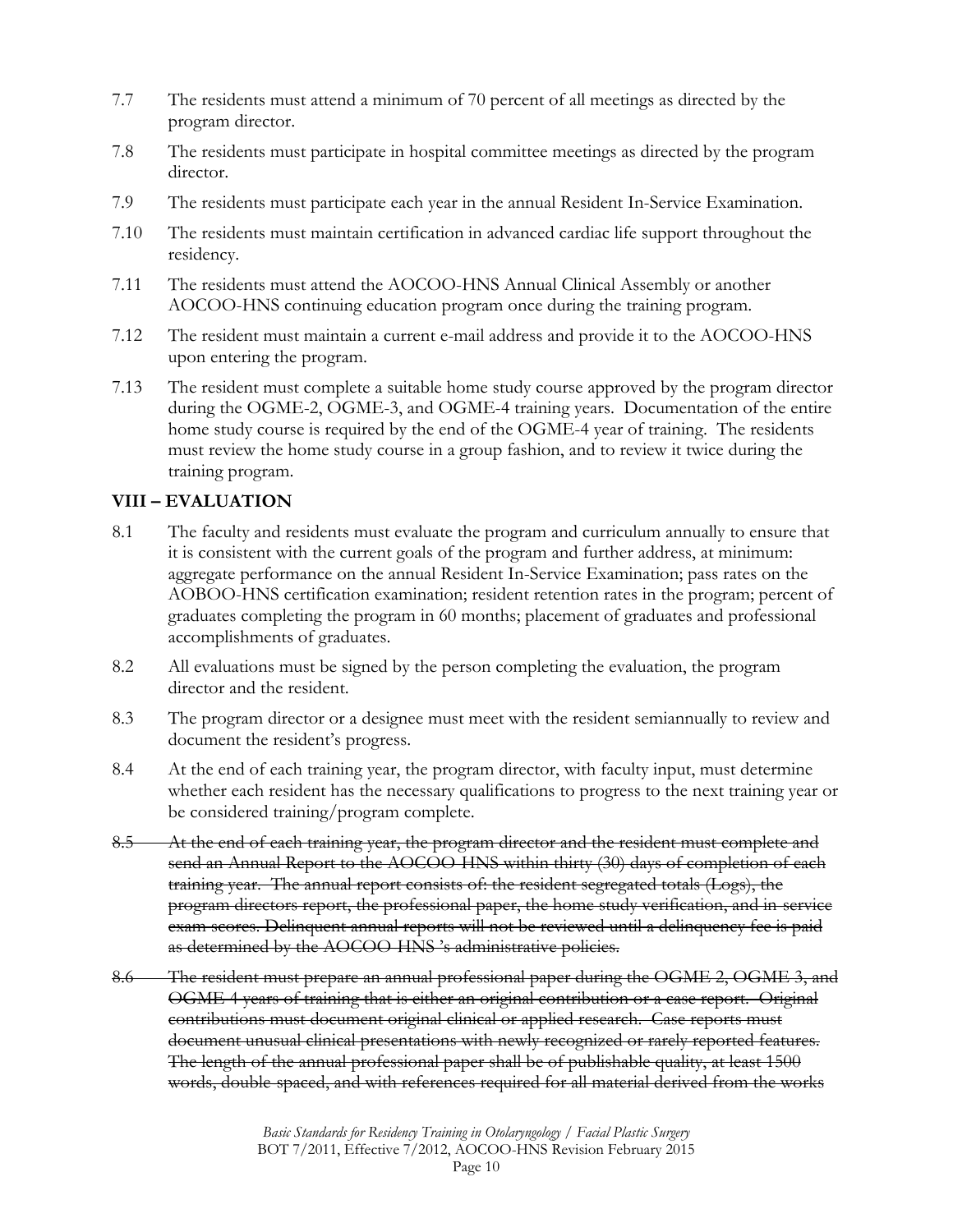7.7 The residents must attend a minimum of 70 percent of all meetings as directed by the program director.

7.8 The residents must participate in hospital committee meetings as directed by the program director.

7.9 The residents must participate each year in the annual Resident In-Service Examination.

7.10 The residents must maintain certification in advanced cardiac life support throughout the residency.

7.11 The residents must attend the AOCOO-HNS Annual Clinical Assembly or another AOCOO-HNS continuing education program once during the training program.

7.12 The resident must maintain a current e-mail address and provide it to the AOCOO-HNS upon entering the program.

7.13 The resident must complete a suitable home study course approved by the program director during the OGME-2, OGME-3, and OGME-4 training years. Documentation of the entire home study course is required by the end of the OGME-4 year of training. The residents must review the home study course in a group fashion, and to review it twice during the training program.

## VIII – EVALUATION

8.1 The faculty and residents must evaluate the program and curriculum annually to ensure that it is consistent with the current goals of the program and further address, at minimum: aggregate performance on the annual Resident In-Service Examination; pass rates on the AOBOO-HNS certification examination; resident retention rates in the program; percent of graduates completing the program in 60 months; placement of graduates and professional accomplishments of graduates.

8.2 All evaluations must be signed by the person completing the evaluation, the program director and the resident.

8.3 The program director or a designee must meet with the resident semiannually to review and document the resident's progress.

8.4 At the end of each training year, the program director, with faculty input, must determine whether each resident has the necessary qualifications to progress to the next training year or be considered training/program complete.

~~8.5 At the end of each training year, the program director and the resident must complete and send an Annual Report to the AOCOO-HNS within thirty (30) days of completion of each training year. The annual report consists of: the resident segregated totals (Logs), the program directors report, the professional paper, the home study verification, and in-service exam scores. Delinquent annual reports will not be reviewed until a delinquency fee is paid as determined by the AOCOO-HNS 's administrative policies.~~

~~8.6 The resident must prepare an annual professional paper during the OGME-2, OGME-3, and OGME-4 years of training that is either an original contribution or a case report. Original contributions must document original clinical or applied research. Case reports must document unusual clinical presentations with newly recognized or rarely reported features. The length of the annual professional paper shall be of publishable quality, at least 1500 words, double-spaced, and with references required for all material derived from the works~~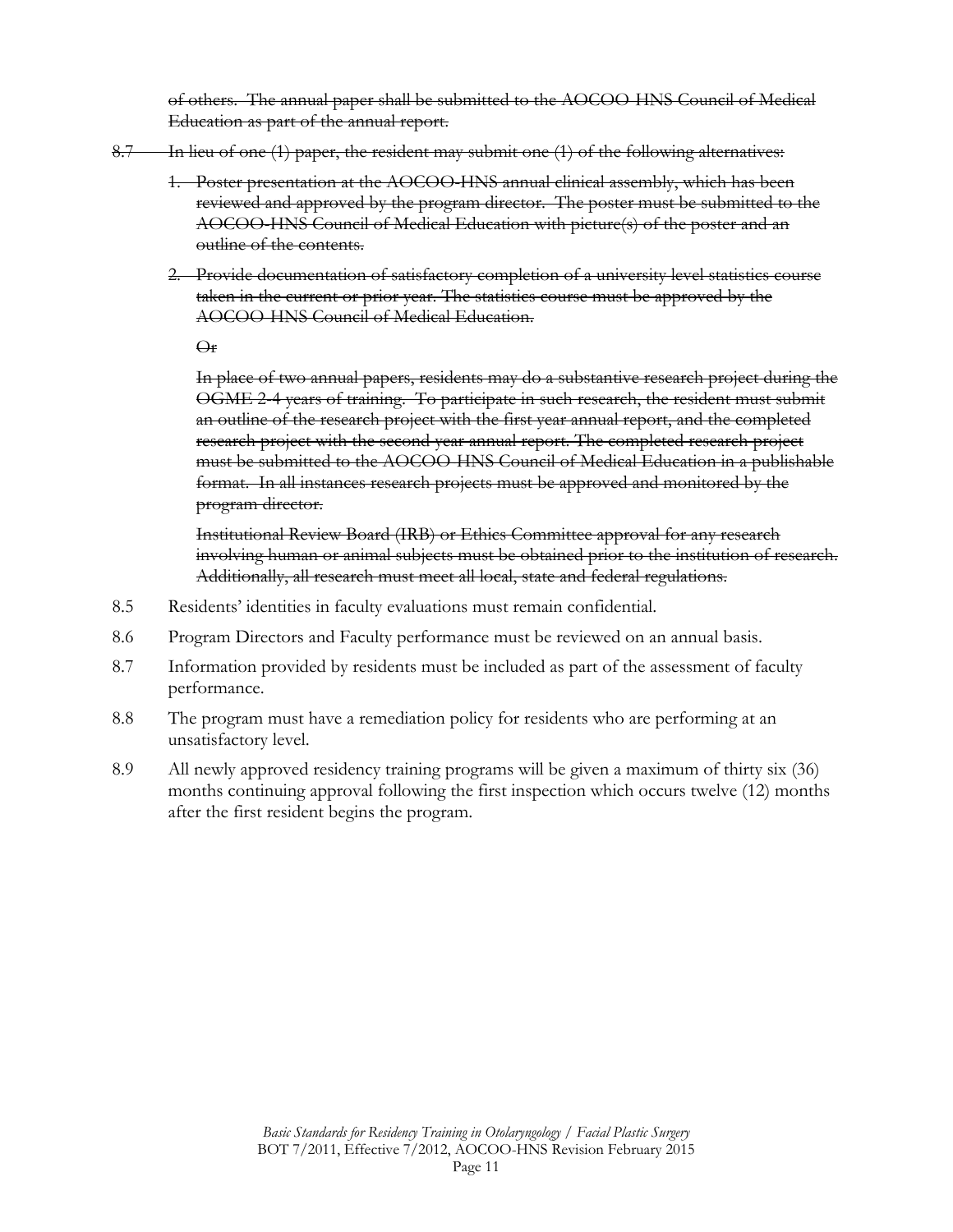~~of others. The annual paper shall be submitted to the AOCOO-HNS Council of Medical Education as part of the annual report.~~

~~8.7 In lieu of one (1) paper, the resident may submit one (1) of the following alternatives:~~

1. ~~Poster presentation at the AOCOO-HNS annual clinical assembly, which has been reviewed and approved by the program director. The poster must be submitted to the AOCOO-HNS Council of Medical Education with picture(s) of the poster and an outline of the contents.~~
2. ~~Provide documentation of satisfactory completion of a university level statistics course taken in the current or prior year. The statistics course must be approved by the AOCOO-HNS Council of Medical Education.~~

   ~~Or~~

   ~~In place of two annual papers, residents may do a substantive research project during the OGME 2-4 years of training. To participate in such research, the resident must submit an outline of the research project with the first year annual report, and the completed research project with the second year annual report. The completed research project must be submitted to the AOCOO-HNS Council of Medical Education in a publishable format. In all instances research projects must be approved and monitored by the program director.~~

   ~~Institutional Review Board (IRB) or Ethics Committee approval for any research involving human or animal subjects must be obtained prior to the institution of research. Additionally, all research must meet all local, state and federal regulations.~~

8.5 Residents' identities in faculty evaluations must remain confidential.

8.6 Program Directors and Faculty performance must be reviewed on an annual basis.

8.7 Information provided by residents must be included as part of the assessment of faculty performance.

8.8 The program must have a remediation policy for residents who are performing at an unsatisfactory level.

8.9 All newly approved residency training programs will be given a maximum of thirty six (36) months continuing approval following the first inspection which occurs twelve (12) months after the first resident begins the program.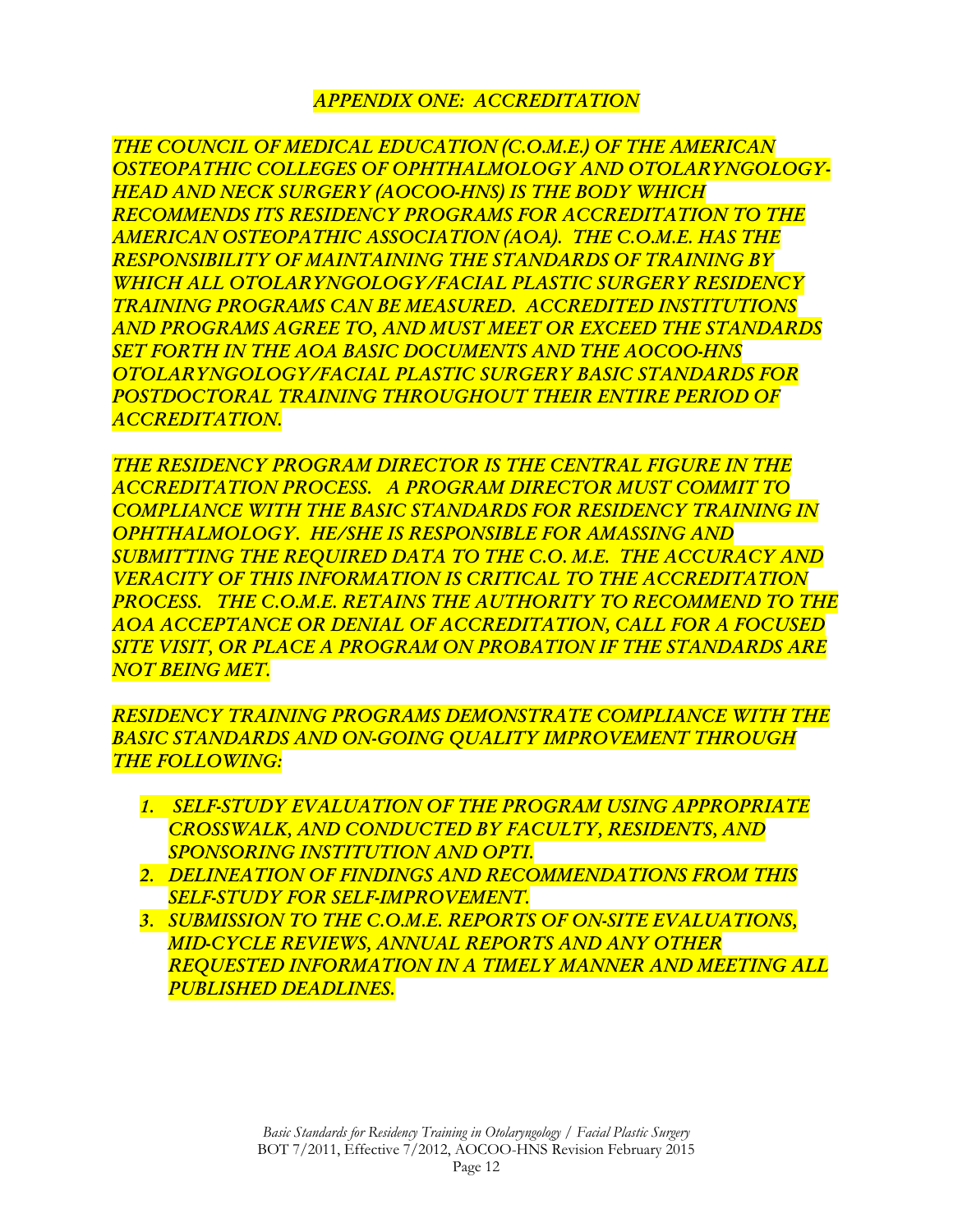## *APPENDIX ONE: ACCREDITATION*

*THE COUNCIL OF MEDICAL EDUCATION (C.O.M.E.) OF THE AMERICAN OSTEOPATHIC COLLEGES OF OPHTHALMOLOGY AND OTOLARYNGOLOGY-HEAD AND NECK SURGERY (AOCOO-HNS) IS THE BODY WHICH RECOMMENDS ITS RESIDENCY PROGRAMS FOR ACCREDITATION TO THE AMERICAN OSTEOPATHIC ASSOCIATION (AOA). THE C.O.M.E. HAS THE RESPONSIBILITY OF MAINTAINING THE STANDARDS OF TRAINING BY WHICH ALL OTOLARYNGOLOGY/FACIAL PLASTIC SURGERY RESIDENCY TRAINING PROGRAMS CAN BE MEASURED. ACCREDITED INSTITUTIONS AND PROGRAMS AGREE TO, AND MUST MEET OR EXCEED THE STANDARDS SET FORTH IN THE AOA BASIC DOCUMENTS AND THE AOCOO-HNS OTOLARYNGOLOGY/FACIAL PLASTIC SURGERY BASIC STANDARDS FOR POSTDOCTORAL TRAINING THROUGHOUT THEIR ENTIRE PERIOD OF ACCREDITATION.*

*THE RESIDENCY PROGRAM DIRECTOR IS THE CENTRAL FIGURE IN THE ACCREDITATION PROCESS. A PROGRAM DIRECTOR MUST COMMIT TO COMPLIANCE WITH THE BASIC STANDARDS FOR RESIDENCY TRAINING IN OPHTHALMOLOGY. HE/SHE IS RESPONSIBLE FOR AMASSING AND SUBMITTING THE REQUIRED DATA TO THE C.O. M.E. THE ACCURACY AND VERACITY OF THIS INFORMATION IS CRITICAL TO THE ACCREDITATION PROCESS. THE C.O.M.E. RETAINS THE AUTHORITY TO RECOMMEND TO THE AOA ACCEPTANCE OR DENIAL OF ACCREDITATION, CALL FOR A FOCUSED SITE VISIT, OR PLACE A PROGRAM ON PROBATION IF THE STANDARDS ARE NOT BEING MET.*

*RESIDENCY TRAINING PROGRAMS DEMONSTRATE COMPLIANCE WITH THE BASIC STANDARDS AND ON-GOING QUALITY IMPROVEMENT THROUGH THE FOLLOWING:*

1. *SELF-STUDY EVALUATION OF THE PROGRAM USING APPROPRIATE CROSSWALK, AND CONDUCTED BY FACULTY, RESIDENTS, AND SPONSORING INSTITUTION AND OPTI.*
2. *DELINEATION OF FINDINGS AND RECOMMENDATIONS FROM THIS SELF-STUDY FOR SELF-IMPROVEMENT.*
3. *SUBMISSION TO THE C.O.M.E. REPORTS OF ON-SITE EVALUATIONS, MID-CYCLE REVIEWS, ANNUAL REPORTS AND ANY OTHER REQUESTED INFORMATION IN A TIMELY MANNER AND MEETING ALL PUBLISHED DEADLINES.*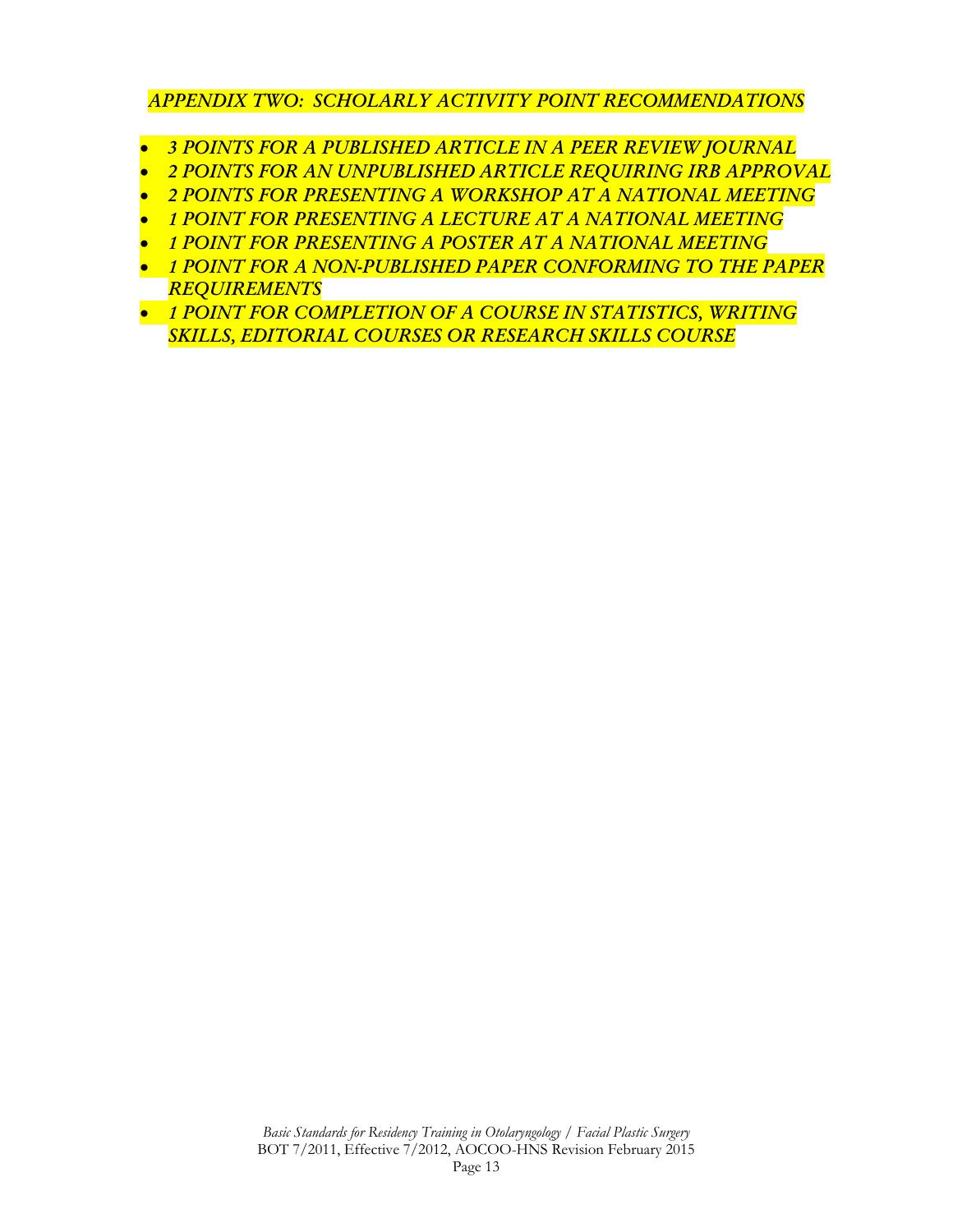## *APPENDIX TWO: SCHOLARLY ACTIVITY POINT RECOMMENDATIONS*

- *3 POINTS FOR A PUBLISHED ARTICLE IN A PEER REVIEW JOURNAL*
- *2 POINTS FOR AN UNPUBLISHED ARTICLE REQUIRING IRB APPROVAL*
- *2 POINTS FOR PRESENTING A WORKSHOP AT A NATIONAL MEETING*
- *1 POINT FOR PRESENTING A LECTURE AT A NATIONAL MEETING*
- *1 POINT FOR PRESENTING A POSTER AT A NATIONAL MEETING*
- *1 POINT FOR A NON-PUBLISHED PAPER CONFORMING TO THE PAPER REQUIREMENTS*
- *1 POINT FOR COMPLETION OF A COURSE IN STATISTICS, WRITING SKILLS, EDITORIAL COURSES OR RESEARCH SKILLS COURSE*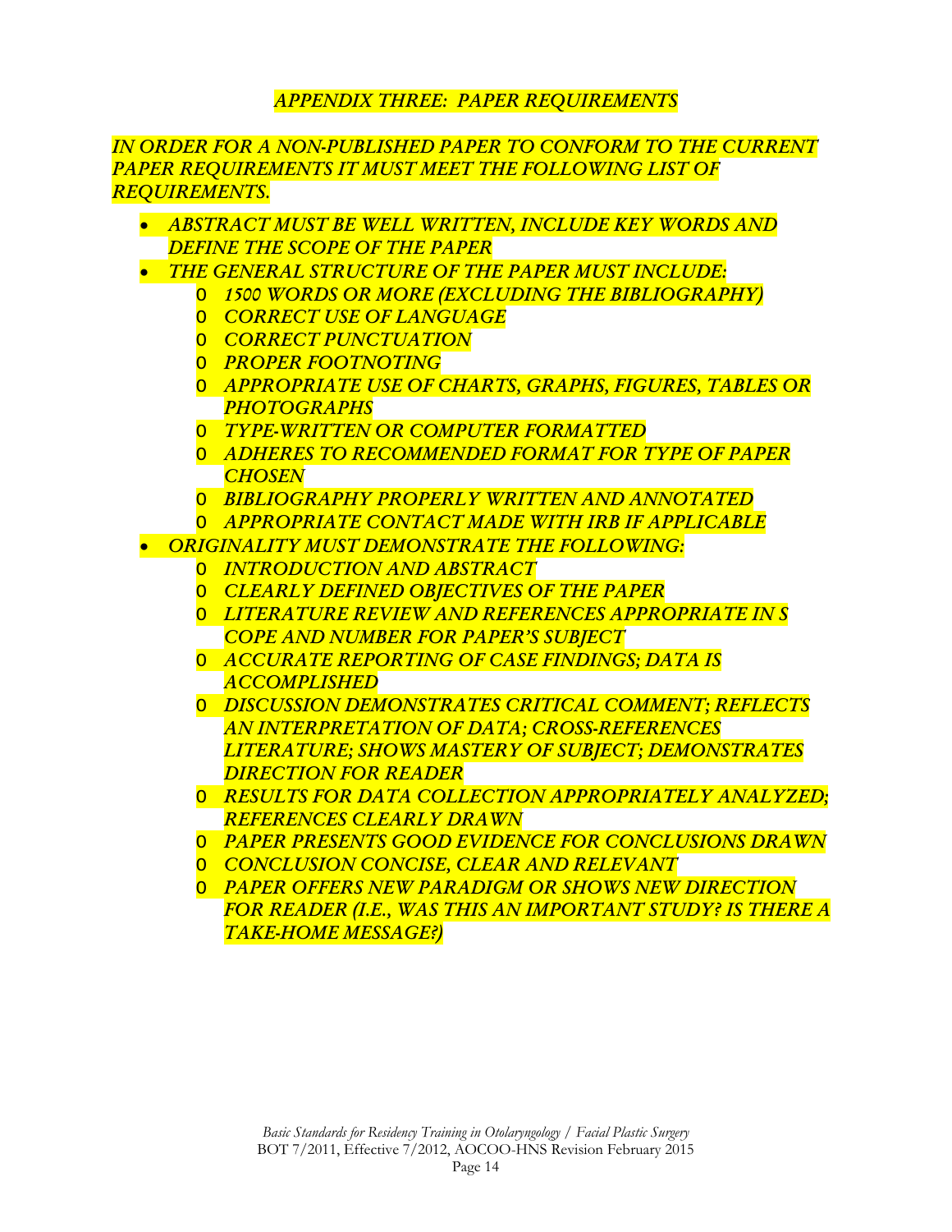## *APPENDIX THREE: PAPER REQUIREMENTS*

*IN ORDER FOR A NON-PUBLISHED PAPER TO CONFORM TO THE CURRENT PAPER REQUIREMENTS IT MUST MEET THE FOLLOWING LIST OF REQUIREMENTS.*

- *ABSTRACT MUST BE WELL WRITTEN, INCLUDE KEY WORDS AND DEFINE THE SCOPE OF THE PAPER*
- *THE GENERAL STRUCTURE OF THE PAPER MUST INCLUDE:*
  - *1500 WORDS OR MORE (EXCLUDING THE BIBLIOGRAPHY)*
  - *CORRECT USE OF LANGUAGE*
  - *CORRECT PUNCTUATION*
  - *PROPER FOOTNOTING*
  - *APPROPRIATE USE OF CHARTS, GRAPHS, FIGURES, TABLES OR PHOTOGRAPHS*
  - *TYPE-WRITTEN OR COMPUTER FORMATTED*
  - *ADHERES TO RECOMMENDED FORMAT FOR TYPE OF PAPER CHOSEN*
  - *BIBLIOGRAPHY PROPERLY WRITTEN AND ANNOTATED*
  - *APPROPRIATE CONTACT MADE WITH IRB IF APPLICABLE*
- *ORIGINALITY MUST DEMONSTRATE THE FOLLOWING:*
  - *INTRODUCTION AND ABSTRACT*
  - *CLEARLY DEFINED OBJECTIVES OF THE PAPER*
  - *LITERATURE REVIEW AND REFERENCES APPROPRIATE IN S COPE AND NUMBER FOR PAPER'S SUBJECT*
  - *ACCURATE REPORTING OF CASE FINDINGS; DATA IS ACCOMPLISHED*
  - *DISCUSSION DEMONSTRATES CRITICAL COMMENT; REFLECTS AN INTERPRETATION OF DATA; CROSS-REFERENCES LITERATURE; SHOWS MASTERY OF SUBJECT; DEMONSTRATES DIRECTION FOR READER*
  - *RESULTS FOR DATA COLLECTION APPROPRIATELY ANALYZED; REFERENCES CLEARLY DRAWN*
  - *PAPER PRESENTS GOOD EVIDENCE FOR CONCLUSIONS DRAWN*
  - *CONCLUSION CONCISE, CLEAR AND RELEVANT*
  - *PAPER OFFERS NEW PARADIGM OR SHOWS NEW DIRECTION FOR READER (I.E., WAS THIS AN IMPORTANT STUDY? IS THERE A TAKE-HOME MESSAGE?)*